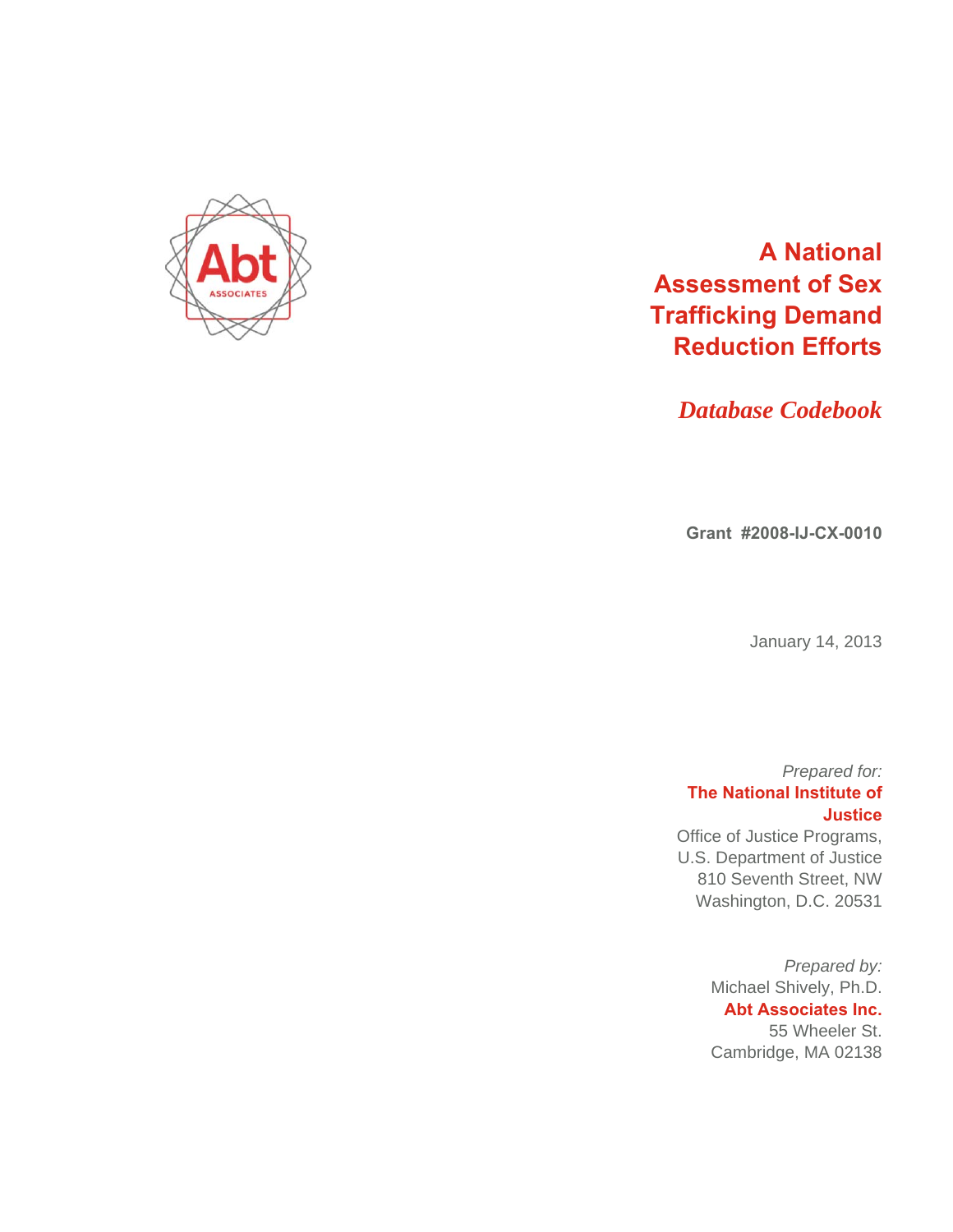# A National Assessment of Sex Trafficking Demand Reduction Efforts

## *Database Codebook*

**Grant #2008-IJ-CX-0010**

January 14, 2013

*Prepared for:*
**The National Institute of Justice**
Office of Justice Programs,
U.S. Department of Justice
810 Seventh Street, NW
Washington, D.C. 20531

*Prepared by:*
Michael Shively, Ph.D.
**Abt Associates Inc.**
55 Wheeler St.
Cambridge, MA 02138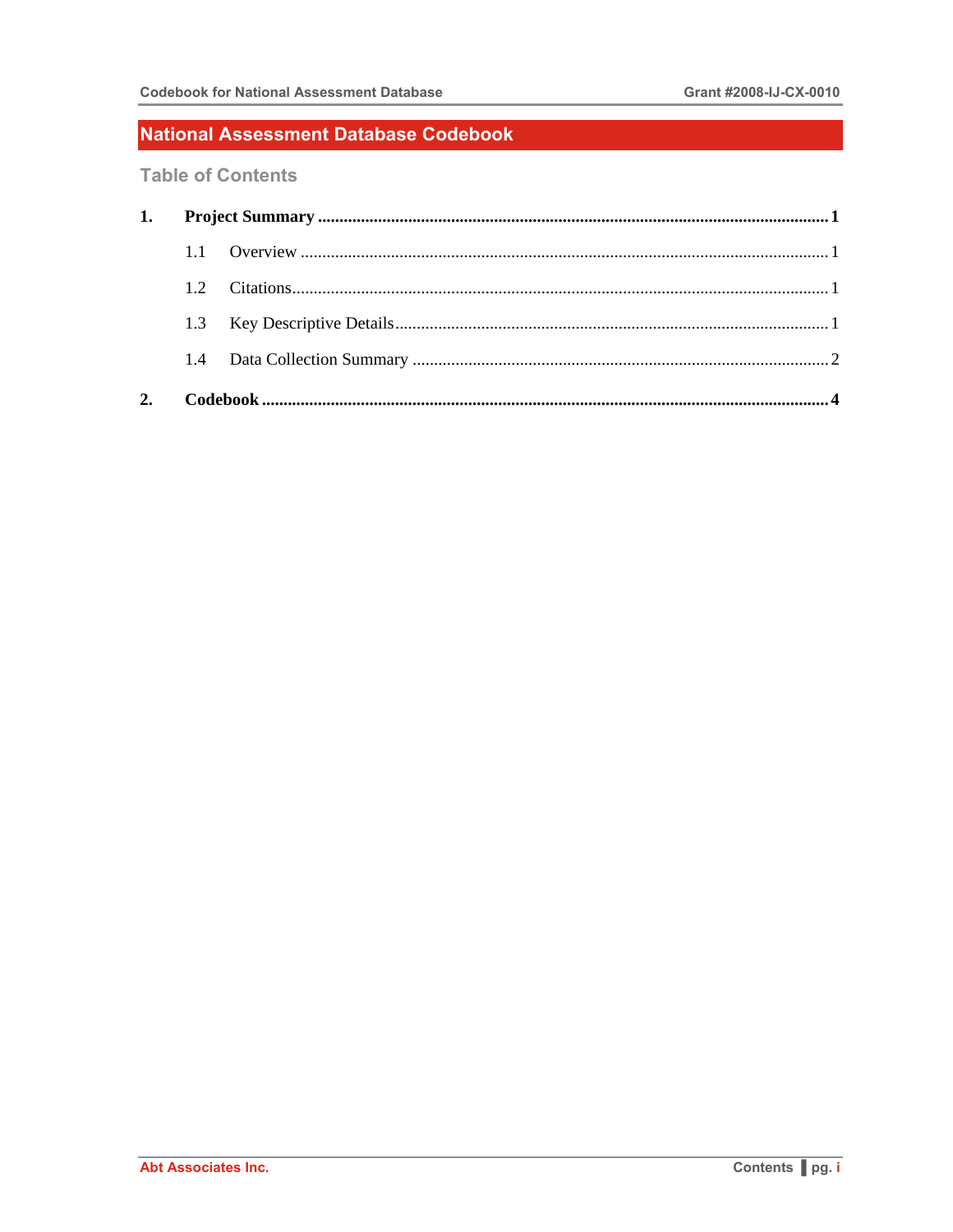# National Assessment Database Codebook

## Table of Contents

**1. Project Summary .......... 1**

- 1.1 Overview .......... 1
- 1.2 Citations .......... 1
- 1.3 Key Descriptive Details .......... 1
- 1.4 Data Collection Summary .......... 2

**2. Codebook .......... 4**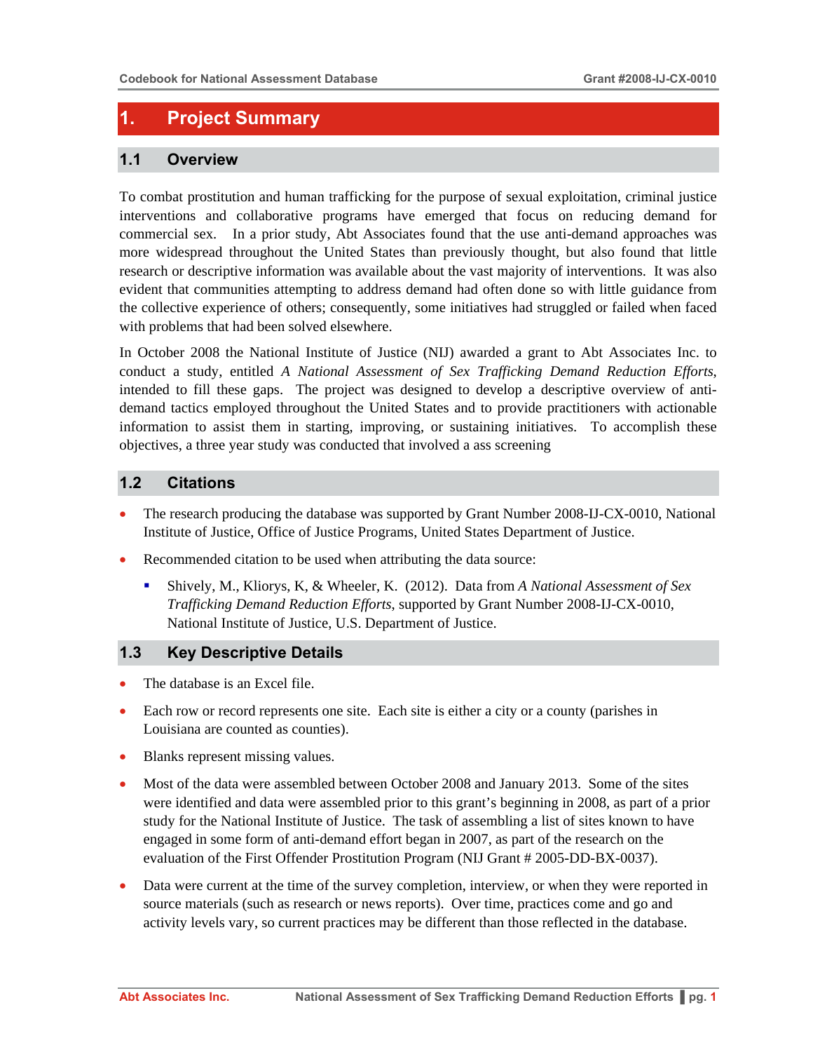# 1. Project Summary

## 1.1 Overview

To combat prostitution and human trafficking for the purpose of sexual exploitation, criminal justice interventions and collaborative programs have emerged that focus on reducing demand for commercial sex. In a prior study, Abt Associates found that the use anti-demand approaches was more widespread throughout the United States than previously thought, but also found that little research or descriptive information was available about the vast majority of interventions. It was also evident that communities attempting to address demand had often done so with little guidance from the collective experience of others; consequently, some initiatives had struggled or failed when faced with problems that had been solved elsewhere.

In October 2008 the National Institute of Justice (NIJ) awarded a grant to Abt Associates Inc. to conduct a study, entitled *A National Assessment of Sex Trafficking Demand Reduction Efforts*, intended to fill these gaps. The project was designed to develop a descriptive overview of anti-demand tactics employed throughout the United States and to provide practitioners with actionable information to assist them in starting, improving, or sustaining initiatives. To accomplish these objectives, a three year study was conducted that involved a ass screening

## 1.2 Citations

- The research producing the database was supported by Grant Number 2008-IJ-CX-0010, National Institute of Justice, Office of Justice Programs, United States Department of Justice.
- Recommended citation to be used when attributing the data source:
  - Shively, M., Kliorys, K, & Wheeler, K. (2012). Data from *A National Assessment of Sex Trafficking Demand Reduction Efforts*, supported by Grant Number 2008-IJ-CX-0010, National Institute of Justice, U.S. Department of Justice.

## 1.3 Key Descriptive Details

- The database is an Excel file.
- Each row or record represents one site. Each site is either a city or a county (parishes in Louisiana are counted as counties).
- Blanks represent missing values.
- Most of the data were assembled between October 2008 and January 2013. Some of the sites were identified and data were assembled prior to this grant's beginning in 2008, as part of a prior study for the National Institute of Justice. The task of assembling a list of sites known to have engaged in some form of anti-demand effort began in 2007, as part of the research on the evaluation of the First Offender Prostitution Program (NIJ Grant # 2005-DD-BX-0037).
- Data were current at the time of the survey completion, interview, or when they were reported in source materials (such as research or news reports). Over time, practices come and go and activity levels vary, so current practices may be different than those reflected in the database.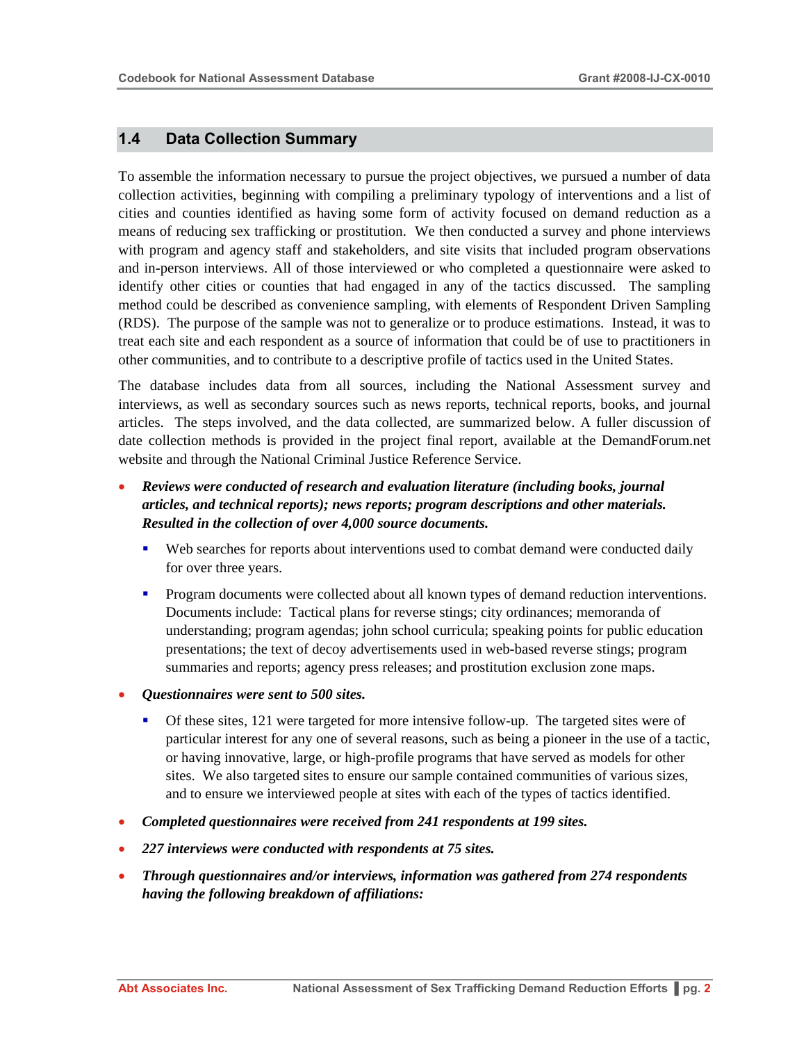## 1.4 Data Collection Summary

To assemble the information necessary to pursue the project objectives, we pursued a number of data collection activities, beginning with compiling a preliminary typology of interventions and a list of cities and counties identified as having some form of activity focused on demand reduction as a means of reducing sex trafficking or prostitution. We then conducted a survey and phone interviews with program and agency staff and stakeholders, and site visits that included program observations and in-person interviews. All of those interviewed or who completed a questionnaire were asked to identify other cities or counties that had engaged in any of the tactics discussed. The sampling method could be described as convenience sampling, with elements of Respondent Driven Sampling (RDS). The purpose of the sample was not to generalize or to produce estimations. Instead, it was to treat each site and each respondent as a source of information that could be of use to practitioners in other communities, and to contribute to a descriptive profile of tactics used in the United States.

The database includes data from all sources, including the National Assessment survey and interviews, as well as secondary sources such as news reports, technical reports, books, and journal articles. The steps involved, and the data collected, are summarized below. A fuller discussion of date collection methods is provided in the project final report, available at the DemandForum.net website and through the National Criminal Justice Reference Service.

- ***Reviews were conducted of research and evaluation literature (including books, journal articles, and technical reports); news reports; program descriptions and other materials. Resulted in the collection of over 4,000 source documents.***
  - Web searches for reports about interventions used to combat demand were conducted daily for over three years.
  - Program documents were collected about all known types of demand reduction interventions. Documents include: Tactical plans for reverse stings; city ordinances; memoranda of understanding; program agendas; john school curricula; speaking points for public education presentations; the text of decoy advertisements used in web-based reverse stings; program summaries and reports; agency press releases; and prostitution exclusion zone maps.
- ***Questionnaires were sent to 500 sites.***
  - Of these sites, 121 were targeted for more intensive follow-up. The targeted sites were of particular interest for any one of several reasons, such as being a pioneer in the use of a tactic, or having innovative, large, or high-profile programs that have served as models for other sites. We also targeted sites to ensure our sample contained communities of various sizes, and to ensure we interviewed people at sites with each of the types of tactics identified.
- ***Completed questionnaires were received from 241 respondents at 199 sites.***
- ***227 interviews were conducted with respondents at 75 sites.***
- ***Through questionnaires and/or interviews, information was gathered from 274 respondents having the following breakdown of affiliations:***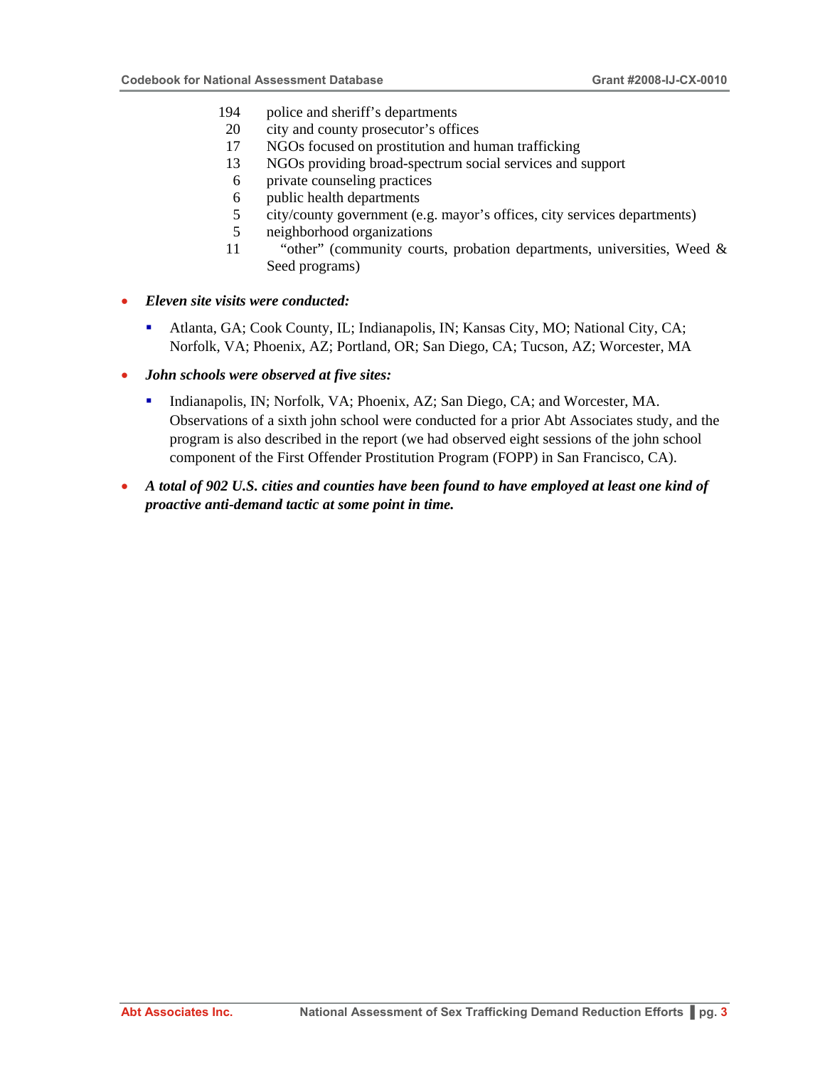- 194 police and sheriff's departments
- 20 city and county prosecutor's offices
- 17 NGOs focused on prostitution and human trafficking
- 13 NGOs providing broad-spectrum social services and support
- 6 private counseling practices
- 6 public health departments
- 5 city/county government (e.g. mayor's offices, city services departments)
- 5 neighborhood organizations
- 11 "other" (community courts, probation departments, universities, Weed & Seed programs)

- ***Eleven site visits were conducted:***
  - Atlanta, GA; Cook County, IL; Indianapolis, IN; Kansas City, MO; National City, CA; Norfolk, VA; Phoenix, AZ; Portland, OR; San Diego, CA; Tucson, AZ; Worcester, MA
- ***John schools were observed at five sites:***
  - Indianapolis, IN; Norfolk, VA; Phoenix, AZ; San Diego, CA; and Worcester, MA. Observations of a sixth john school were conducted for a prior Abt Associates study, and the program is also described in the report (we had observed eight sessions of the john school component of the First Offender Prostitution Program (FOPP) in San Francisco, CA).
- ***A total of 902 U.S. cities and counties have been found to have employed at least one kind of proactive anti-demand tactic at some point in time.***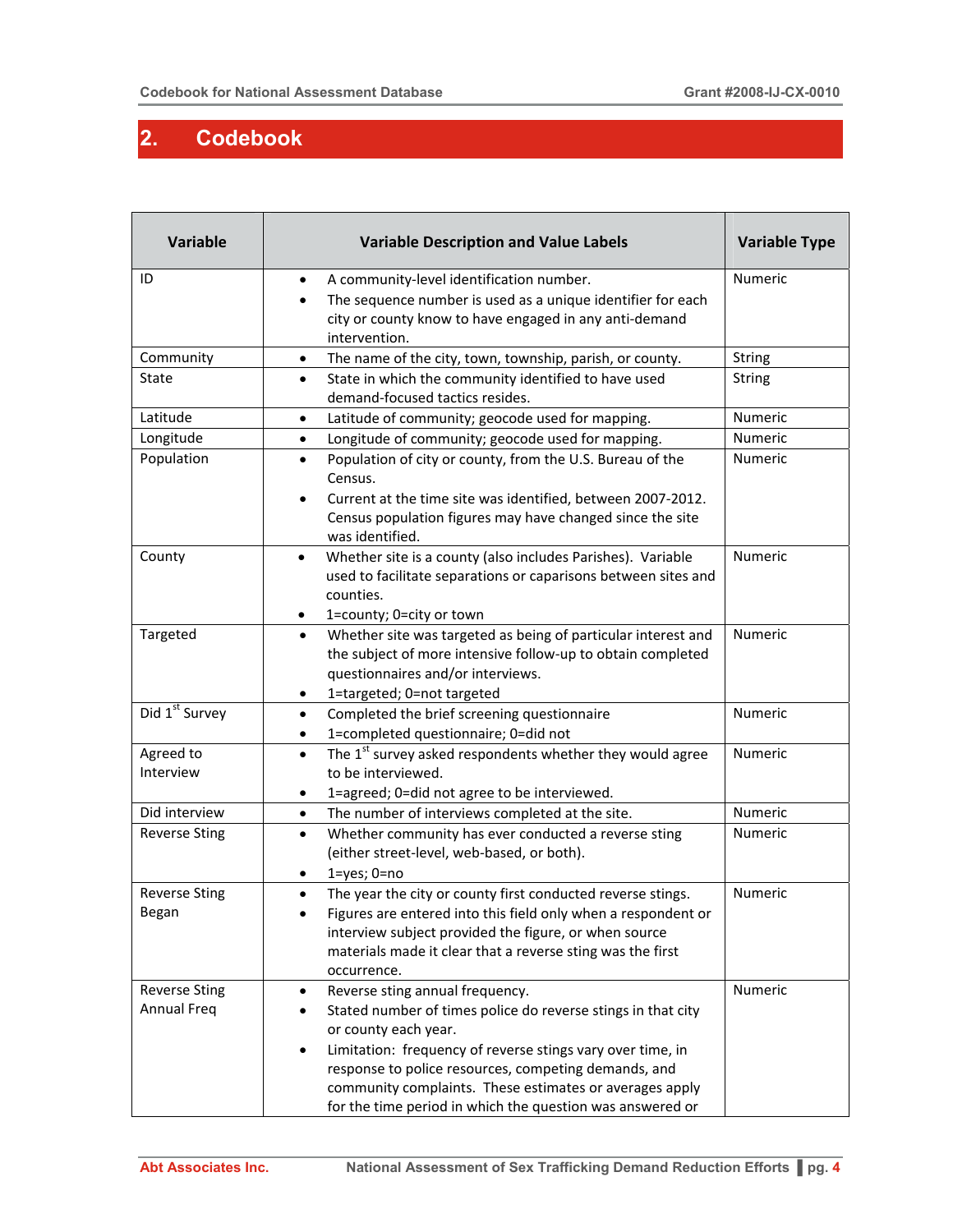## 2. Codebook

| Variable | Variable Description and Value Labels | Variable Type |
|---|---|---|
| ID | • A community-level identification number.<br>• The sequence number is used as a unique identifier for each city or county know to have engaged in any anti-demand intervention. | Numeric |
| Community | • The name of the city, town, township, parish, or county. | String |
| State | • State in which the community identified to have used demand-focused tactics resides. | String |
| Latitude | • Latitude of community; geocode used for mapping. | Numeric |
| Longitude | • Longitude of community; geocode used for mapping. | Numeric |
| Population | • Population of city or county, from the U.S. Bureau of the Census.<br>• Current at the time site was identified, between 2007-2012. Census population figures may have changed since the site was identified. | Numeric |
| County | • Whether site is a county (also includes Parishes). Variable used to facilitate separations or caparisons between sites and counties.<br>• 1=county; 0=city or town | Numeric |
| Targeted | • Whether site was targeted as being of particular interest and the subject of more intensive follow-up to obtain completed questionnaires and/or interviews.<br>• 1=targeted; 0=not targeted | Numeric |
| Did 1st Survey | • Completed the brief screening questionnaire<br>• 1=completed questionnaire; 0=did not | Numeric |
| Agreed to Interview | • The 1st survey asked respondents whether they would agree to be interviewed.<br>• 1=agreed; 0=did not agree to be interviewed. | Numeric |
| Did interview | • The number of interviews completed at the site. | Numeric |
| Reverse Sting | • Whether community has ever conducted a reverse sting (either street-level, web-based, or both).<br>• 1=yes; 0=no | Numeric |
| Reverse Sting Began | • The year the city or county first conducted reverse stings.<br>• Figures are entered into this field only when a respondent or interview subject provided the figure, or when source materials made it clear that a reverse sting was the first occurrence. | Numeric |
| Reverse Sting Annual Freq | • Reverse sting annual frequency.<br>• Stated number of times police do reverse stings in that city or county each year.<br>• Limitation: frequency of reverse stings vary over time, in response to police resources, competing demands, and community complaints. These estimates or averages apply for the time period in which the question was answered or | Numeric |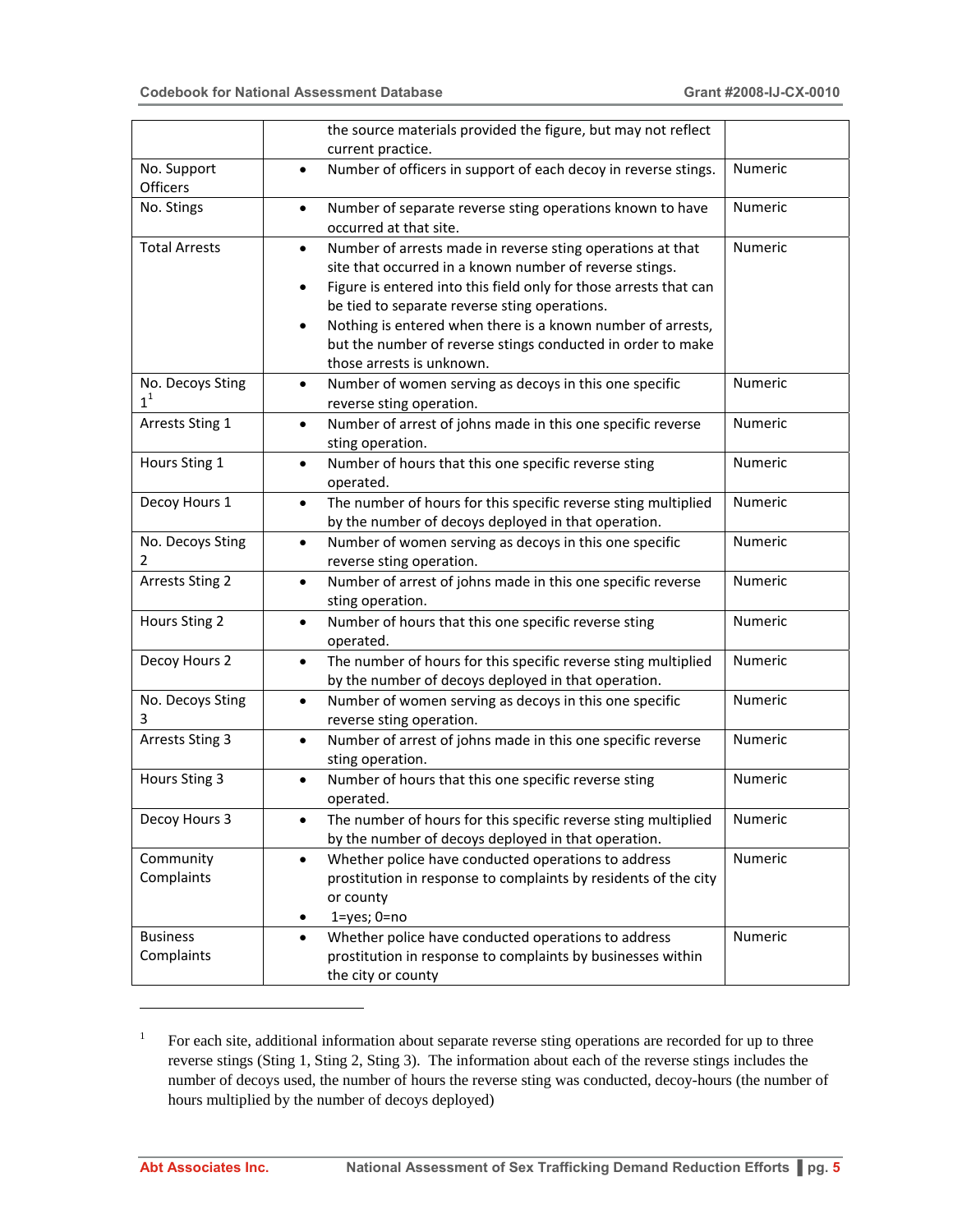| | | |
|---|---|---|
| | the source materials provided the figure, but may not reflect current practice. | |
| No. Support Officers | • Number of officers in support of each decoy in reverse stings. | Numeric |
| No. Stings | • Number of separate reverse sting operations known to have occurred at that site. | Numeric |
| Total Arrests | • Number of arrests made in reverse sting operations at that site that occurred in a known number of reverse stings.<br>• Figure is entered into this field only for those arrests that can be tied to separate reverse sting operations.<br>• Nothing is entered when there is a known number of arrests, but the number of reverse stings conducted in order to make those arrests is unknown. | Numeric |
| No. Decoys Sting 1[1] | • Number of women serving as decoys in this one specific reverse sting operation. | Numeric |
| Arrests Sting 1 | • Number of arrest of johns made in this one specific reverse sting operation. | Numeric |
| Hours Sting 1 | • Number of hours that this one specific reverse sting operated. | Numeric |
| Decoy Hours 1 | • The number of hours for this specific reverse sting multiplied by the number of decoys deployed in that operation. | Numeric |
| No. Decoys Sting 2 | • Number of women serving as decoys in this one specific reverse sting operation. | Numeric |
| Arrests Sting 2 | • Number of arrest of johns made in this one specific reverse sting operation. | Numeric |
| Hours Sting 2 | • Number of hours that this one specific reverse sting operated. | Numeric |
| Decoy Hours 2 | • The number of hours for this specific reverse sting multiplied by the number of decoys deployed in that operation. | Numeric |
| No. Decoys Sting 3 | • Number of women serving as decoys in this one specific reverse sting operation. | Numeric |
| Arrests Sting 3 | • Number of arrest of johns made in this one specific reverse sting operation. | Numeric |
| Hours Sting 3 | • Number of hours that this one specific reverse sting operated. | Numeric |
| Decoy Hours 3 | • The number of hours for this specific reverse sting multiplied by the number of decoys deployed in that operation. | Numeric |
| Community Complaints | • Whether police have conducted operations to address prostitution in response to complaints by residents of the city or county<br>• 1=yes; 0=no | Numeric |
| Business Complaints | • Whether police have conducted operations to address prostitution in response to complaints by businesses within the city or county | Numeric |

[1] For each site, additional information about separate reverse sting operations are recorded for up to three reverse stings (Sting 1, Sting 2, Sting 3). The information about each of the reverse stings includes the number of decoys used, the number of hours the reverse sting was conducted, decoy-hours (the number of hours multiplied by the number of decoys deployed)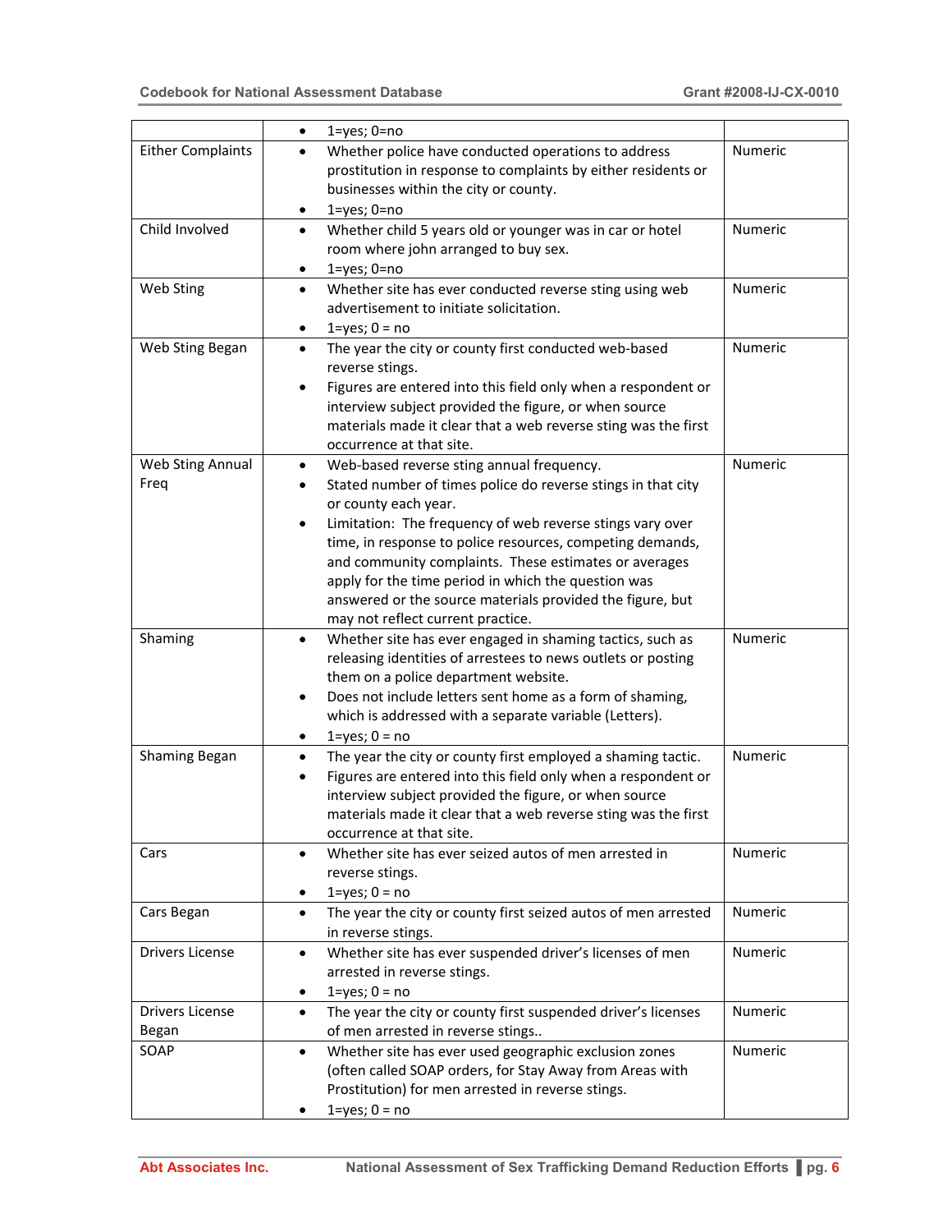| | | |
|---|---|---|
| | • 1=yes; 0=no | |
| Either Complaints | • Whether police have conducted operations to address prostitution in response to complaints by either residents or businesses within the city or county.<br>• 1=yes; 0=no | Numeric |
| Child Involved | • Whether child 5 years old or younger was in car or hotel room where john arranged to buy sex.<br>• 1=yes; 0=no | Numeric |
| Web Sting | • Whether site has ever conducted reverse sting using web advertisement to initiate solicitation.<br>• 1=yes; 0 = no | Numeric |
| Web Sting Began | • The year the city or county first conducted web-based reverse stings.<br>• Figures are entered into this field only when a respondent or interview subject provided the figure, or when source materials made it clear that a web reverse sting was the first occurrence at that site. | Numeric |
| Web Sting Annual Freq | • Web-based reverse sting annual frequency.<br>• Stated number of times police do reverse stings in that city or county each year.<br>• Limitation: The frequency of web reverse stings vary over time, in response to police resources, competing demands, and community complaints. These estimates or averages apply for the time period in which the question was answered or the source materials provided the figure, but may not reflect current practice. | Numeric |
| Shaming | • Whether site has ever engaged in shaming tactics, such as releasing identities of arrestees to news outlets or posting them on a police department website.<br>• Does not include letters sent home as a form of shaming, which is addressed with a separate variable (Letters).<br>• 1=yes; 0 = no | Numeric |
| Shaming Began | • The year the city or county first employed a shaming tactic.<br>• Figures are entered into this field only when a respondent or interview subject provided the figure, or when source materials made it clear that a web reverse sting was the first occurrence at that site. | Numeric |
| Cars | • Whether site has ever seized autos of men arrested in reverse stings.<br>• 1=yes; 0 = no | Numeric |
| Cars Began | • The year the city or county first seized autos of men arrested in reverse stings. | Numeric |
| Drivers License | • Whether site has ever suspended driver's licenses of men arrested in reverse stings.<br>• 1=yes; 0 = no | Numeric |
| Drivers License Began | • The year the city or county first suspended driver's licenses of men arrested in reverse stings.. | Numeric |
| SOAP | • Whether site has ever used geographic exclusion zones (often called SOAP orders, for Stay Away from Areas with Prostitution) for men arrested in reverse stings.<br>• 1=yes; 0 = no | Numeric |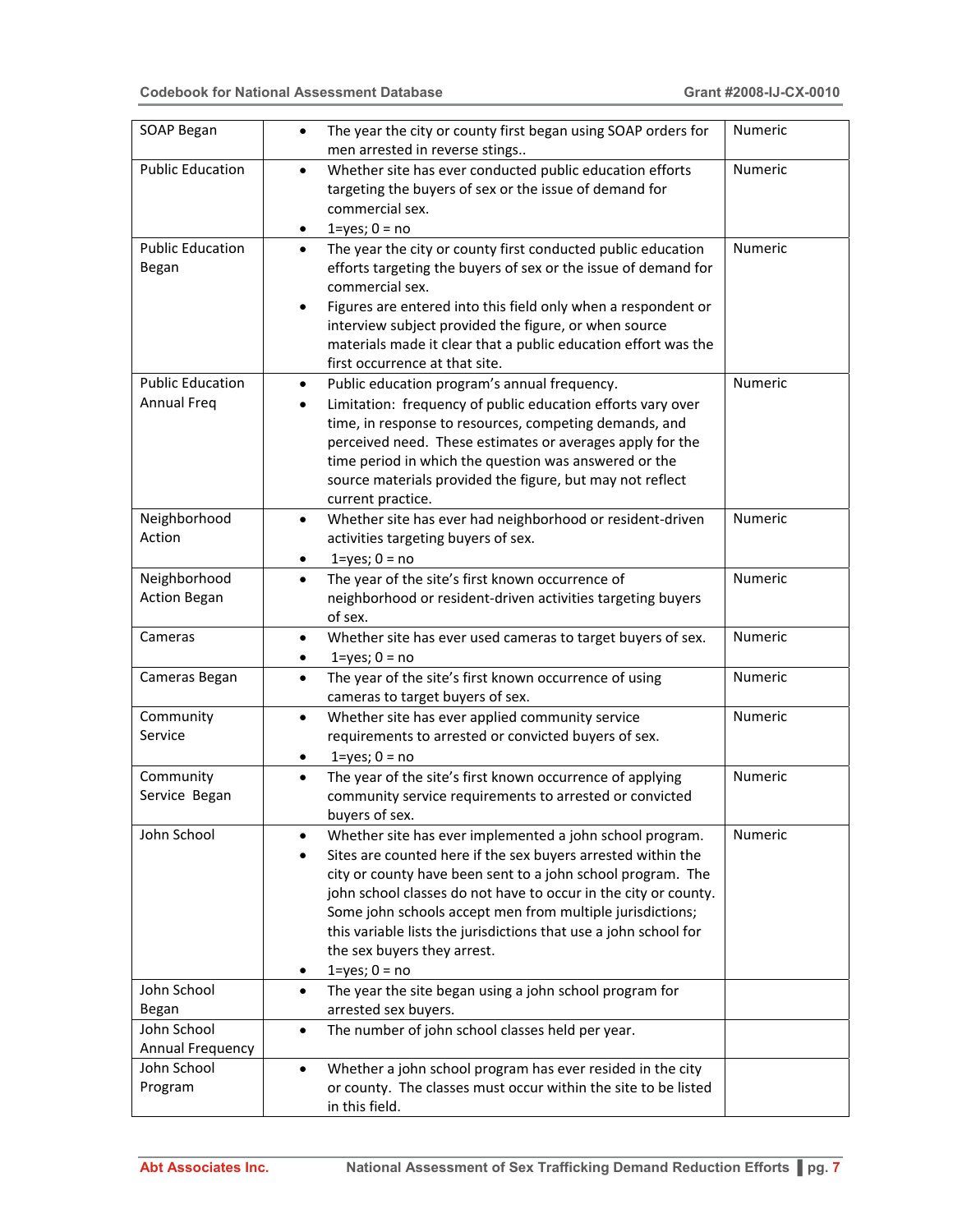| | | |
|---|---|---|
| SOAP Began | • The year the city or county first began using SOAP orders for men arrested in reverse stings.. | Numeric |
| Public Education | • Whether site has ever conducted public education efforts targeting the buyers of sex or the issue of demand for commercial sex.<br>• 1=yes; 0 = no | Numeric |
| Public Education Began | • The year the city or county first conducted public education efforts targeting the buyers of sex or the issue of demand for commercial sex.<br>• Figures are entered into this field only when a respondent or interview subject provided the figure, or when source materials made it clear that a public education effort was the first occurrence at that site. | Numeric |
| Public Education Annual Freq | • Public education program's annual frequency.<br>• Limitation: frequency of public education efforts vary over time, in response to resources, competing demands, and perceived need. These estimates or averages apply for the time period in which the question was answered or the source materials provided the figure, but may not reflect current practice. | Numeric |
| Neighborhood Action | • Whether site has ever had neighborhood or resident-driven activities targeting buyers of sex.<br>• 1=yes; 0 = no | Numeric |
| Neighborhood Action Began | • The year of the site's first known occurrence of neighborhood or resident-driven activities targeting buyers of sex. | Numeric |
| Cameras | • Whether site has ever used cameras to target buyers of sex.<br>• 1=yes; 0 = no | Numeric |
| Cameras Began | • The year of the site's first known occurrence of using cameras to target buyers of sex. | Numeric |
| Community Service | • Whether site has ever applied community service requirements to arrested or convicted buyers of sex.<br>• 1=yes; 0 = no | Numeric |
| Community Service Began | • The year of the site's first known occurrence of applying community service requirements to arrested or convicted buyers of sex. | Numeric |
| John School | • Whether site has ever implemented a john school program.<br>• Sites are counted here if the sex buyers arrested within the city or county have been sent to a john school program. The john school classes do not have to occur in the city or county. Some john schools accept men from multiple jurisdictions; this variable lists the jurisdictions that use a john school for the sex buyers they arrest.<br>• 1=yes; 0 = no | Numeric |
| John School Began | • The year the site began using a john school program for arrested sex buyers. | |
| John School Annual Frequency | • The number of john school classes held per year. | |
| John School Program | • Whether a john school program has ever resided in the city or county. The classes must occur within the site to be listed in this field. | |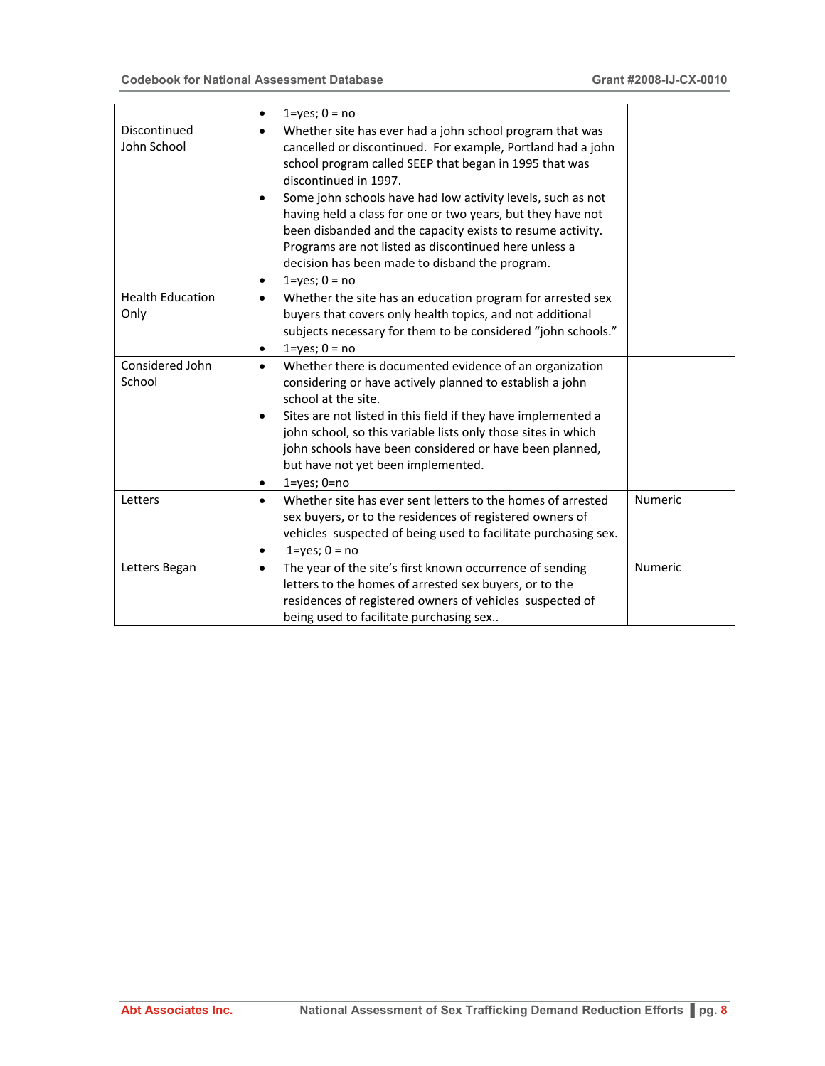| | | |
|---|---|---|
| | • 1=yes; 0 = no | |
| Discontinued John School | • Whether site has ever had a john school program that was cancelled or discontinued. For example, Portland had a john school program called SEEP that began in 1995 that was discontinued in 1997.<br>• Some john schools have had low activity levels, such as not having held a class for one or two years, but they have not been disbanded and the capacity exists to resume activity. Programs are not listed as discontinued here unless a decision has been made to disband the program.<br>• 1=yes; 0 = no | |
| Health Education Only | • Whether the site has an education program for arrested sex buyers that covers only health topics, and not additional subjects necessary for them to be considered "john schools."<br>• 1=yes; 0 = no | |
| Considered John School | • Whether there is documented evidence of an organization considering or have actively planned to establish a john school at the site.<br>• Sites are not listed in this field if they have implemented a john school, so this variable lists only those sites in which john schools have been considered or have been planned, but have not yet been implemented.<br>• 1=yes; 0=no | |
| Letters | • Whether site has ever sent letters to the homes of arrested sex buyers, or to the residences of registered owners of vehicles suspected of being used to facilitate purchasing sex.<br>• 1=yes; 0 = no | Numeric |
| Letters Began | • The year of the site's first known occurrence of sending letters to the homes of arrested sex buyers, or to the residences of registered owners of vehicles suspected of being used to facilitate purchasing sex.. | Numeric |